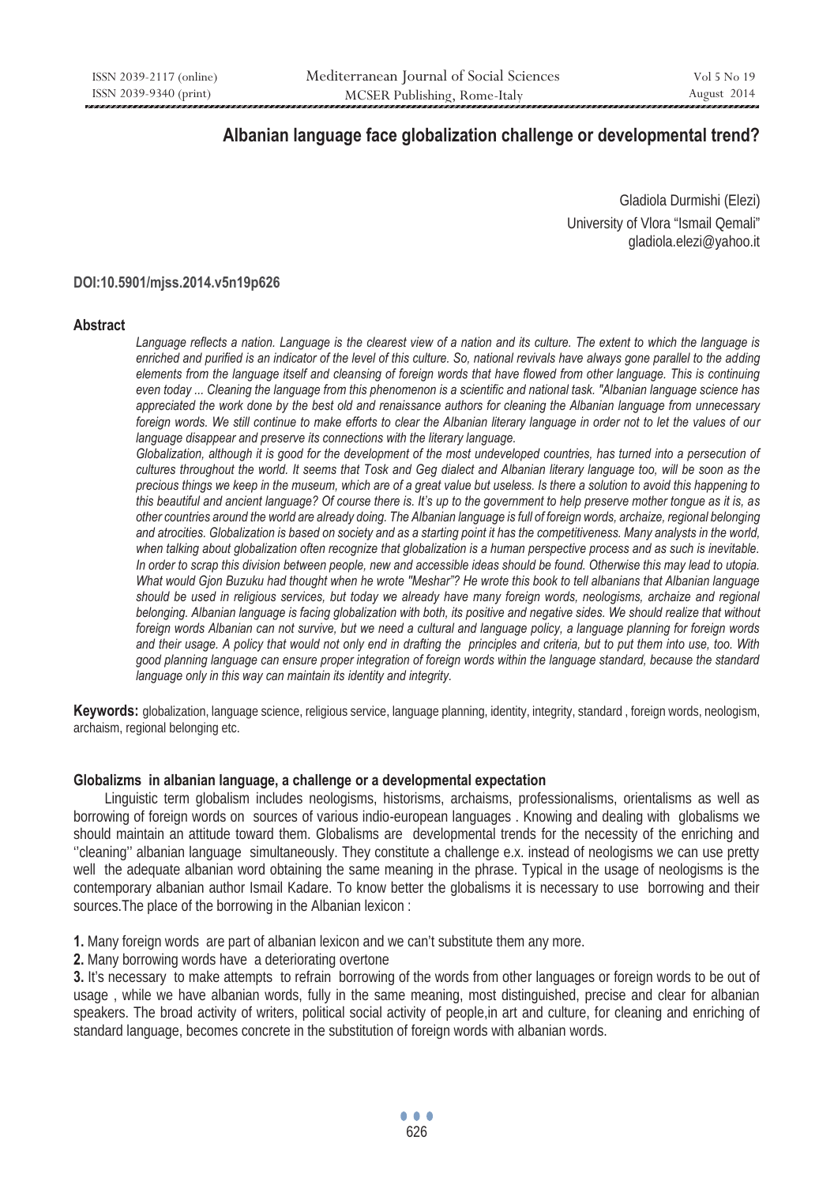# Albanian language face globalization challenge or developmental trend?

Gladiola Durmishi (Elezi)
University of Vlora "Ismail Qemali"
gladiola.elezi@yahoo.it

**DOI:10.5901/mjss.2014.v5n19p626**

## Abstract

*Language reflects a nation. Language is the clearest view of a nation and its culture. The extent to which the language is enriched and purified is an indicator of the level of this culture. So, national revivals have always gone parallel to the adding elements from the language itself and cleansing of foreign words that have flowed from other language. This is continuing even today ... Cleaning the language from this phenomenon is a scientific and national task. "Albanian language science has appreciated the work done by the best old and renaissance authors for cleaning the Albanian language from unnecessary foreign words. We still continue to make efforts to clear the Albanian literary language in order not to let the values of our language disappear and preserve its connections with the literary language.*

*Globalization, although it is good for the development of the most undeveloped countries, has turned into a persecution of cultures throughout the world. It seems that Tosk and Geg dialect and Albanian literary language too, will be soon as the precious things we keep in the museum, which are of a great value but useless. Is there a solution to avoid this happening to this beautiful and ancient language? Of course there is. It's up to the government to help preserve mother tongue as it is, as other countries around the world are already doing. The Albanian language is full of foreign words, archaize, regional belonging and atrocities. Globalization is based on society and as a starting point it has the competitiveness. Many analysts in the world, when talking about globalization often recognize that globalization is a human perspective process and as such is inevitable. In order to scrap this division between people, new and accessible ideas should be found. Otherwise this may lead to utopia. What would Gjon Buzuku had thought when he wrote "Meshar"? He wrote this book to tell albanians that Albanian language should be used in religious services, but today we already have many foreign words, neologisms, archaize and regional belonging. Albanian language is facing globalization with both, its positive and negative sides. We should realize that without foreign words Albanian can not survive, but we need a cultural and language policy, a language planning for foreign words and their usage. A policy that would not only end in drafting the principles and criteria, but to put them into use, too. With good planning language can ensure proper integration of foreign words within the language standard, because the standard language only in this way can maintain its identity and integrity.*

**Keywords:** globalization, language science, religious service, language planning, identity, integrity, standard , foreign words, neologism, archaism, regional belonging etc.

### Globalizms in albanian language, a challenge or a developmental expectation

Linguistic term globalism includes neologisms, historisms, archaisms, professionalisms, orientalisms as well as borrowing of foreign words on sources of various indio-european languages . Knowing and dealing with globalisms we should maintain an attitude toward them. Globalisms are developmental trends for the necessity of the enriching and ''cleaning'' albanian language simultaneously. They constitute a challenge e.x. instead of neologisms we can use pretty well the adequate albanian word obtaining the same meaning in the phrase. Typical in the usage of neologisms is the contemporary albanian author Ismail Kadare. To know better the globalisms it is necessary to use borrowing and their sources.The place of the borrowing in the Albanian lexicon :

**1.** Many foreign words are part of albanian lexicon and we can't substitute them any more.

**2.** Many borrowing words have a deteriorating overtone

**3.** It's necessary to make attempts to refrain borrowing of the words from other languages or foreign words to be out of usage , while we have albanian words, fully in the same meaning, most distinguished, precise and clear for albanian speakers. The broad activity of writers, political social activity of people,in art and culture, for cleaning and enriching of standard language, becomes concrete in the substitution of foreign words with albanian words.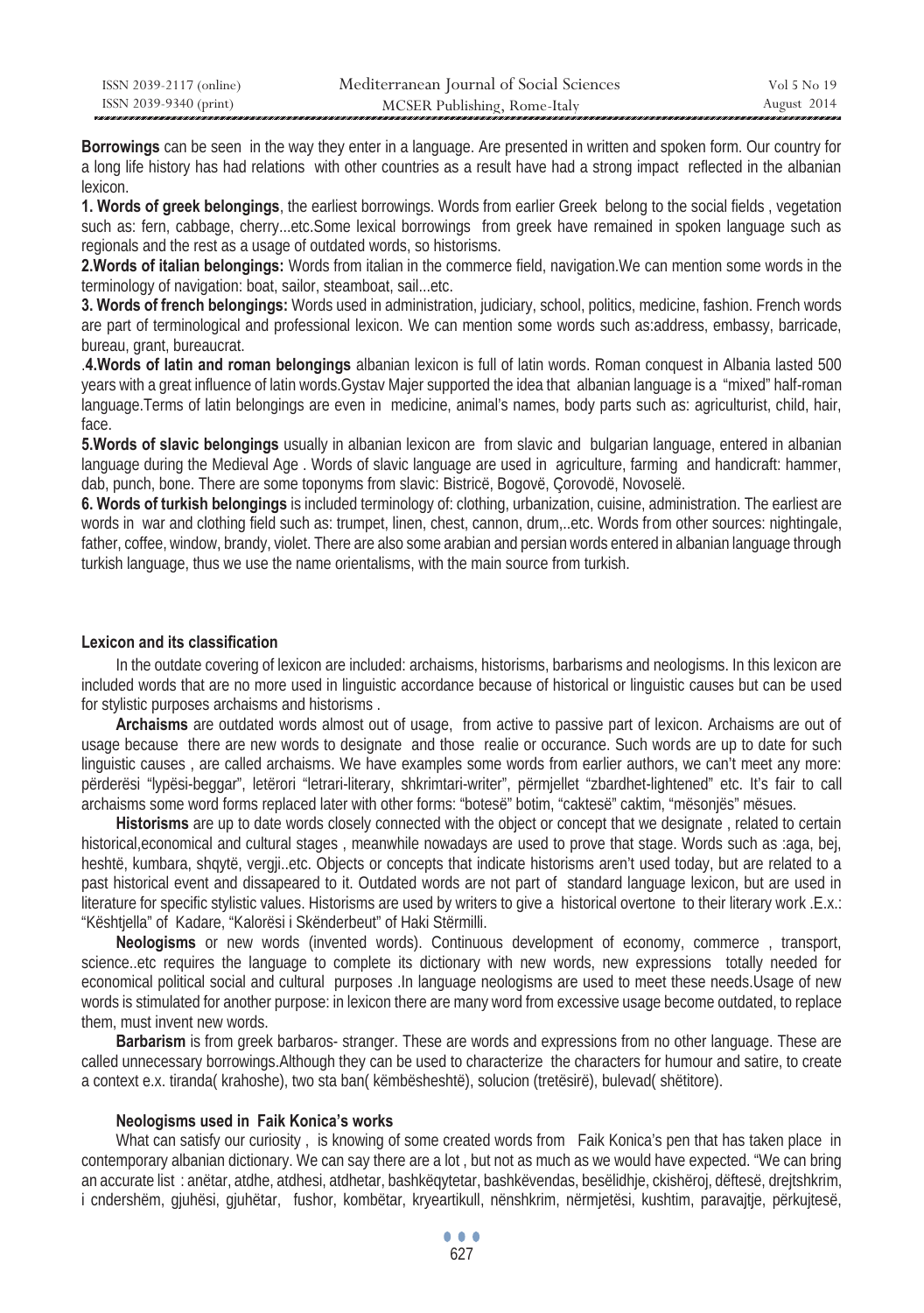**Borrowings** can be seen in the way they enter in a language. Are presented in written and spoken form. Our country for a long life history has had relations with other countries as a result have had a strong impact reflected in the albanian lexicon.

**1. Words of greek belongings**, the earliest borrowings. Words from earlier Greek belong to the social fields , vegetation such as: fern, cabbage, cherry...etc.Some lexical borrowings from greek have remained in spoken language such as regionals and the rest as a usage of outdated words, so historisms.

**2.Words of italian belongings:** Words from italian in the commerce field, navigation.We can mention some words in the terminology of navigation: boat, sailor, steamboat, sail...etc.

**3. Words of french belongings:** Words used in administration, judiciary, school, politics, medicine, fashion. French words are part of terminological and professional lexicon. We can mention some words such as:address, embassy, barricade, bureau, grant, bureaucrat.

.**4.Words of latin and roman belongings** albanian lexicon is full of latin words. Roman conquest in Albania lasted 500 years with a great influence of latin words.Gystav Majer supported the idea that albanian language is a "mixed" half-roman language.Terms of latin belongings are even in medicine, animal's names, body parts such as: agriculturist, child, hair, face.

**5.Words of slavic belongings** usually in albanian lexicon are from slavic and bulgarian language, entered in albanian language during the Medieval Age . Words of slavic language are used in agriculture, farming and handicraft: hammer, dab, punch, bone. There are some toponyms from slavic: Bistricë, Bogovë, Çorovodë, Novoselë.

**6. Words of turkish belongings** is included terminology of: clothing, urbanization, cuisine, administration. The earliest are words in war and clothing field such as: trumpet, linen, chest, cannon, drum,..etc. Words from other sources: nightingale, father, coffee, window, brandy, violet. There are also some arabian and persian words entered in albanian language through turkish language, thus we use the name orientalisms, with the main source from turkish.

**Lexicon and its classification**

In the outdate covering of lexicon are included: archaisms, historisms, barbarisms and neologisms. In this lexicon are included words that are no more used in linguistic accordance because of historical or linguistic causes but can be used for stylistic purposes archaisms and historisms .

**Archaisms** are outdated words almost out of usage, from active to passive part of lexicon. Archaisms are out of usage because there are new words to designate and those realie or occurance. Such words are up to date for such linguistic causes , are called archaisms. We have examples some words from earlier authors, we can't meet any more: përderësi "lypësi-beggar", letërori "letrari-literary, shkrimtari-writer", përmjellet "zbardhet-lightened" etc. It's fair to call archaisms some word forms replaced later with other forms: "botesë" botim, "caktesë" caktim, "mësonjës" mësues.

**Historisms** are up to date words closely connected with the object or concept that we designate , related to certain historical,economical and cultural stages , meanwhile nowadays are used to prove that stage. Words such as :aga, bej, heshtë, kumbara, shqytë, vergji..etc. Objects or concepts that indicate historisms aren't used today, but are related to a past historical event and dissapeared to it. Outdated words are not part of standard language lexicon, but are used in literature for specific stylistic values. Historisms are used by writers to give a historical overtone to their literary work .E.x.: "Kështjella" of Kadare, "Kalorësi i Skënderbeut" of Haki Stërmilli.

**Neologisms** or new words (invented words). Continuous development of economy, commerce , transport, science..etc requires the language to complete its dictionary with new words, new expressions totally needed for economical political social and cultural purposes .In language neologisms are used to meet these needs.Usage of new words is stimulated for another purpose: in lexicon there are many word from excessive usage become outdated, to replace them, must invent new words.

**Barbarism** is from greek barbaros- stranger. These are words and expressions from no other language. These are called unnecessary borrowings.Although they can be used to characterize the characters for humour and satire, to create a context e.x. tiranda( krahoshe), two sta ban( këmbësheshtë), solucion (tretësirë), bulevad( shëtitore).

**Neologisms used in Faik Konica's works**

What can satisfy our curiosity , is knowing of some created words from Faik Konica's pen that has taken place in contemporary albanian dictionary. We can say there are a lot , but not as much as we would have expected. "We can bring an accurate list : anëtar, atdhe, atdhesi, atdhetar, bashkëqytetar, bashkëvendas, besëlidhje, ckishëroj, dëftesë, drejtshkrim, i cndershëm, gjuhësi, gjuhëtar, fushor, kombëtar, kryeartikull, nënshkrim, nërmjetësi, kushtim, paravajtje, përkujtesë,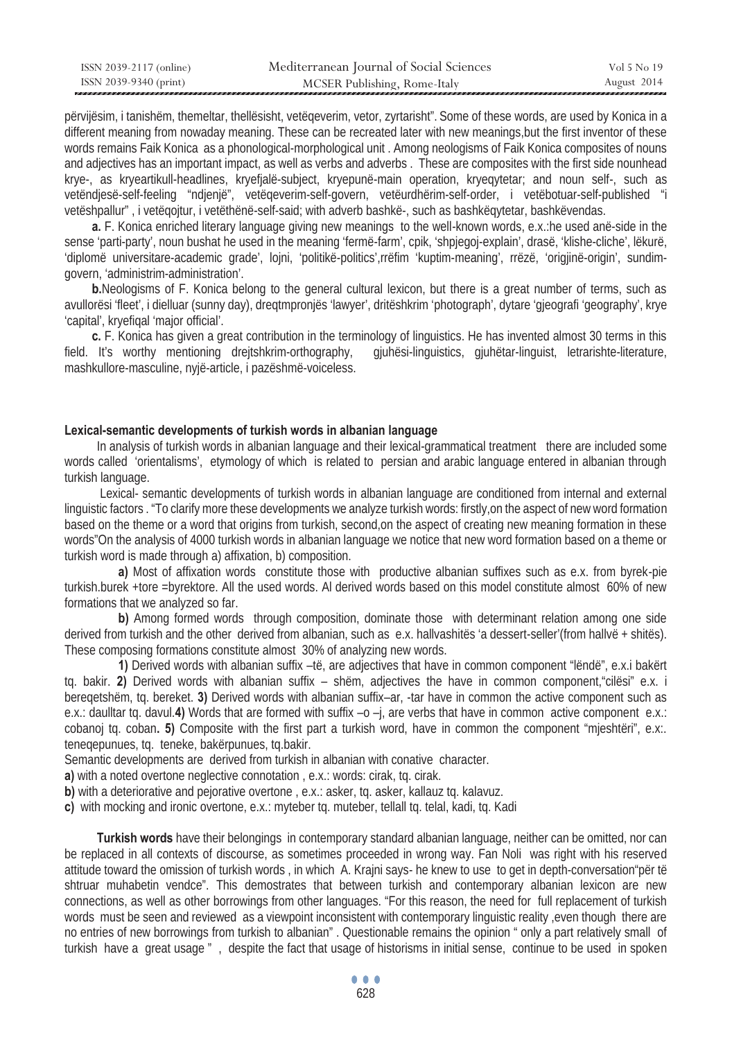përvijësim, i tanishëm, themeltar, thellësisht, vetëqeverim, vetor, zyrtarisht". Some of these words, are used by Konica in a different meaning from nowaday meaning. These can be recreated later with new meanings,but the first inventor of these words remains Faik Konica as a phonological-morphological unit . Among neologisms of Faik Konica composites of nouns and adjectives has an important impact, as well as verbs and adverbs . These are composites with the first side nounhead krye-, as kryeartikull-headlines, kryefjalë-subject, kryepunë-main operation, kryeqytetar; and noun self-, such as vetëndjesë-self-feeling "ndjenjë", vetëqeverim-self-govern, vetëurdhërim-self-order, i vetëbotuar-self-published "i vetështallur" , i vetëqojtur, i vetëthënë-self-said; with adverb bashkë-, such as bashkëqytetar, bashkëvendas.

**a.** F. Konica enriched literary language giving new meanings to the well-known words, e.x.:he used anë-side in the sense 'parti-party', noun bushat he used in the meaning 'fermë-farm', cpik, 'shpjegoj-explain', drasë, 'klishe-cliche', lëkurë, 'diplomë universitare-academic grade', lojni, 'politikë-politics',rrëfim 'kuptim-meaning', rrëzë, 'origjinë-origin', sundim-govern, 'administrim-administration'.

**b.**Neologisms of F. Konica belong to the general cultural lexicon, but there is a great number of terms, such as avullorësi 'fleet', i dielluar (sunny day), dreqtmpronjës 'lawyer', ditëshkrim 'photograph', dytare 'gjeografi 'geography', krye 'capital', kryefiqal 'major official'.

**c.** F. Konica has given a great contribution in the terminology of linguistics. He has invented almost 30 terms in this field. It's worthy mentioning drejtshkrim-orthography, gjuhësi-linguistics, gjuhëtar-linguist, letrarishte-literature, mashkullore-masculine, nyjë-article, i pazëshmë-voiceless.

**Lexical-semantic developments of turkish words in albanian language**

In analysis of turkish words in albanian language and their lexical-grammatical treatment there are included some words called 'orientalisms', etymology of which is related to persian and arabic language entered in albanian through turkish language.

Lexical- semantic developments of turkish words in albanian language are conditioned from internal and external linguistic factors . "To clarify more these developments we analyze turkish words: firstly,on the aspect of new word formation based on the theme or a word that origins from turkish, second,on the aspect of creating new meaning formation in these words"On the analysis of 4000 turkish words in albanian language we notice that new word formation based on a theme or turkish word is made through a) affixation, b) composition.

**a)** Most of affixation words constitute those with productive albanian suffixes such as e.x. from byrek-pie turkish.burek +tore =byrektore. All the used words. Al derived words based on this model constitute almost 60% of new formations that we analyzed so far.

**b)** Among formed words through composition, dominate those with determinant relation among one side derived from turkish and the other derived from albanian, such as e.x. hallvashitës 'a dessert-seller'(from hallvë + shitës). These composing formations constitute almost 30% of analyzing new words.

**1)** Derived words with albanian suffix –të, are adjectives that have in common component "lëndë", e.x.i bakërt tq. bakir. **2)** Derived words with albanian suffix – shëm, adjectives the have in common component,"cilësi" e.x. i bereqetshëm, tq. bereket. **3)** Derived words with albanian suffix–ar, -tar have in common the active component such as e.x.: daulltar tq. davul.**4)** Words that are formed with suffix –o –j, are verbs that have in common active component e.x.: cobanoj tq. coban**. 5)** Composite with the first part a turkish word, have in common the component "mjeshtëri", e.x:. teneqepunues, tq. teneke, bakërpunues, tq.bakir.

Semantic developments are derived from turkish in albanian with conative character.

**a)** with a noted overtone neglective connotation , e.x.: words: cirak, tq. cirak.

**b)** with a deteriorative and pejorative overtone , e.x.: asker, tq. asker, kallauz tq. kalavuz.

**c)** with mocking and ironic overtone, e.x.: myteber tq. muteber, tellall tq. telal, kadi, tq. Kadi

**Turkish words** have their belongings in contemporary standard albanian language, neither can be omitted, nor can be replaced in all contexts of discourse, as sometimes proceeded in wrong way. Fan Noli was right with his reserved attitude toward the omission of turkish words , in which A. Krajni says- he knew to use to get in depth-conversation"për të shtruar muhabetin vendce". This demostrates that between turkish and contemporary albanian lexicon are new connections, as well as other borrowings from other languages. "For this reason, the need for full replacement of turkish words must be seen and reviewed as a viewpoint inconsistent with contemporary linguistic reality ,even though there are no entries of new borrowings from turkish to albanian" . Questionable remains the opinion " only a part relatively small of turkish have a great usage " , despite the fact that usage of historisms in initial sense, continue to be used in spoken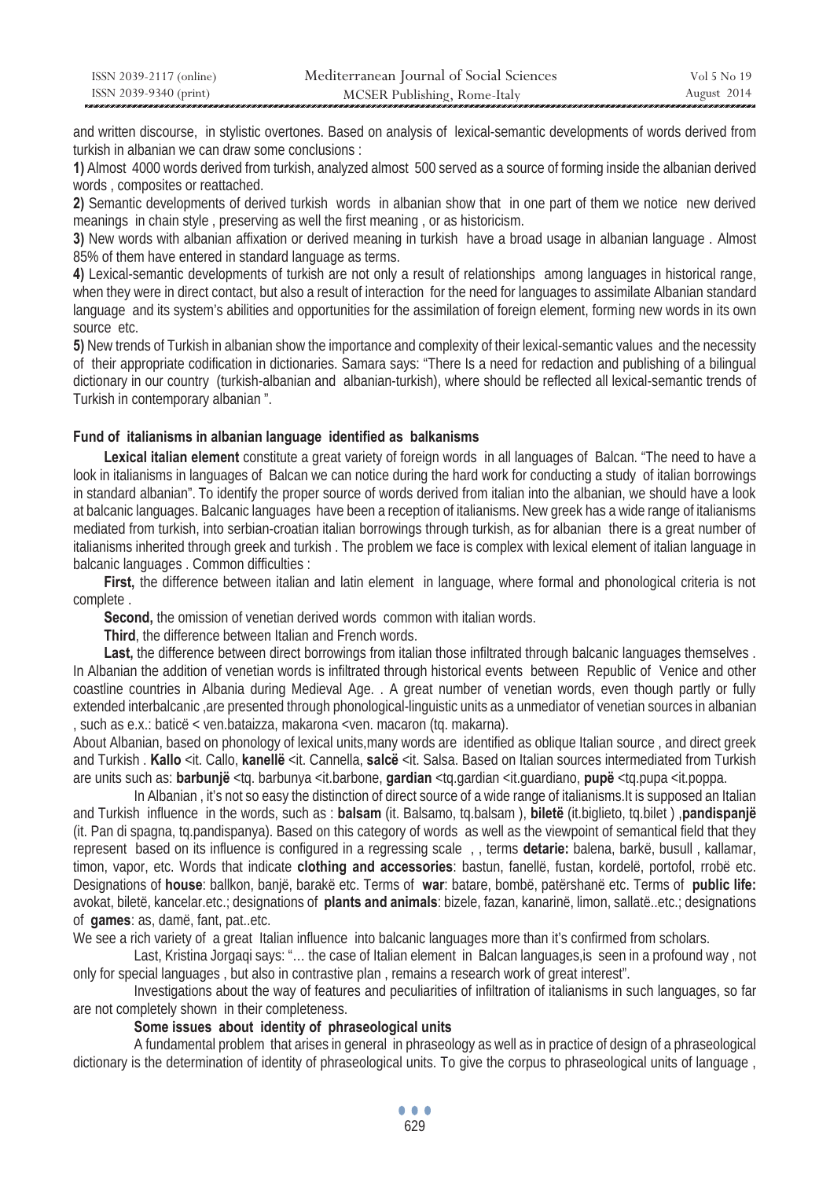and written discourse, in stylistic overtones. Based on analysis of lexical-semantic developments of words derived from turkish in albanian we can draw some conclusions :

**1)** Almost 4000 words derived from turkish, analyzed almost 500 served as a source of forming inside the albanian derived words , composites or reattached.

**2)** Semantic developments of derived turkish words in albanian show that in one part of them we notice new derived meanings in chain style , preserving as well the first meaning , or as historicism.

**3)** New words with albanian affixation or derived meaning in turkish have a broad usage in albanian language . Almost 85% of them have entered in standard language as terms.

**4)** Lexical-semantic developments of turkish are not only a result of relationships among languages in historical range, when they were in direct contact, but also a result of interaction for the need for languages to assimilate Albanian standard language and its system's abilities and opportunities for the assimilation of foreign element, forming new words in its own source etc.

**5)** New trends of Turkish in albanian show the importance and complexity of their lexical-semantic values and the necessity of their appropriate codification in dictionaries. Samara says: "There Is a need for redaction and publishing of a bilingual dictionary in our country (turkish-albanian and albanian-turkish), where should be reflected all lexical-semantic trends of Turkish in contemporary albanian ".

### Fund of italianisms in albanian language identified as balkanisms

**Lexical italian element** constitute a great variety of foreign words in all languages of Balcan. "The need to have a look in italianisms in languages of Balcan we can notice during the hard work for conducting a study of italian borrowings in standard albanian". To identify the proper source of words derived from italian into the albanian, we should have a look at balcanic languages. Balcanic languages have been a reception of italianisms. New greek has a wide range of italianisms mediated from turkish, into serbian-croatian italian borrowings through turkish, as for albanian there is a great number of italianisms inherited through greek and turkish . The problem we face is complex with lexical element of italian language in balcanic languages . Common difficulties :

**First,** the difference between italian and latin element in language, where formal and phonological criteria is not complete .

**Second,** the omission of venetian derived words common with italian words.

**Third**, the difference between Italian and French words.

**Last,** the difference between direct borrowings from italian those infiltrated through balcanic languages themselves . In Albanian the addition of venetian words is infiltrated through historical events between Republic of Venice and other coastline countries in Albania during Medieval Age. . A great number of venetian words, even though partly or fully extended interbalcanic ,are presented through phonological-linguistic units as a unmediator of venetian sources in albanian , such as e.x.: baticë < ven.bataizza, makarona <ven. macaron (tq. makarna).

About Albanian, based on phonology of lexical units,many words are identified as oblique Italian source , and direct greek and Turkish . **Kallo** <it. Callo, **kanellë** <it. Cannella, **salcë** <it. Salsa. Based on Italian sources intermediated from Turkish are units such as: **barbunjë** <tq. barbunya <it.barbone, **gardian** <tq.gardian <it.guardiano, **pupë** <tq.pupa <it.poppa.

In Albanian , it's not so easy the distinction of direct source of a wide range of italianisms.It is supposed an Italian and Turkish influence in the words, such as : **balsam** (it. Balsamo, tq.balsam ), **biletë** (it.biglieto, tq.bilet ) ,**pandispanjë** (it. Pan di spagna, tq.pandispanya). Based on this category of words as well as the viewpoint of semantical field that they represent based on its influence is configured in a regressing scale , , terms **detarie:** balena, barkë, busull , kallamar, timon, vapor, etc. Words that indicate **clothing and accessories**: bastun, fanellë, fustan, kordelë, portofol, rrobë etc. Designations of **house**: ballkon, banjë, barakë etc. Terms of **war**: batare, bombë, patërshanë etc. Terms of **public life:** avokat, biletë, kancelar.etc.; designations of **plants and animals**: bizele, fazan, kanarinë, limon, sallatë..etc.; designations of **games**: as, damë, fant, pat..etc.

We see a rich variety of a great Italian influence into balcanic languages more than it's confirmed from scholars.

Last, Kristina Jorgaqi says: "… the case of Italian element in Balcan languages,is seen in a profound way , not only for special languages , but also in contrastive plan , remains a research work of great interest".

Investigations about the way of features and peculiarities of infiltration of italianisms in such languages, so far are not completely shown in their completeness.

### Some issues about identity of phraseological units

A fundamental problem that arises in general in phraseology as well as in practice of design of a phraseological dictionary is the determination of identity of phraseological units. To give the corpus to phraseological units of language ,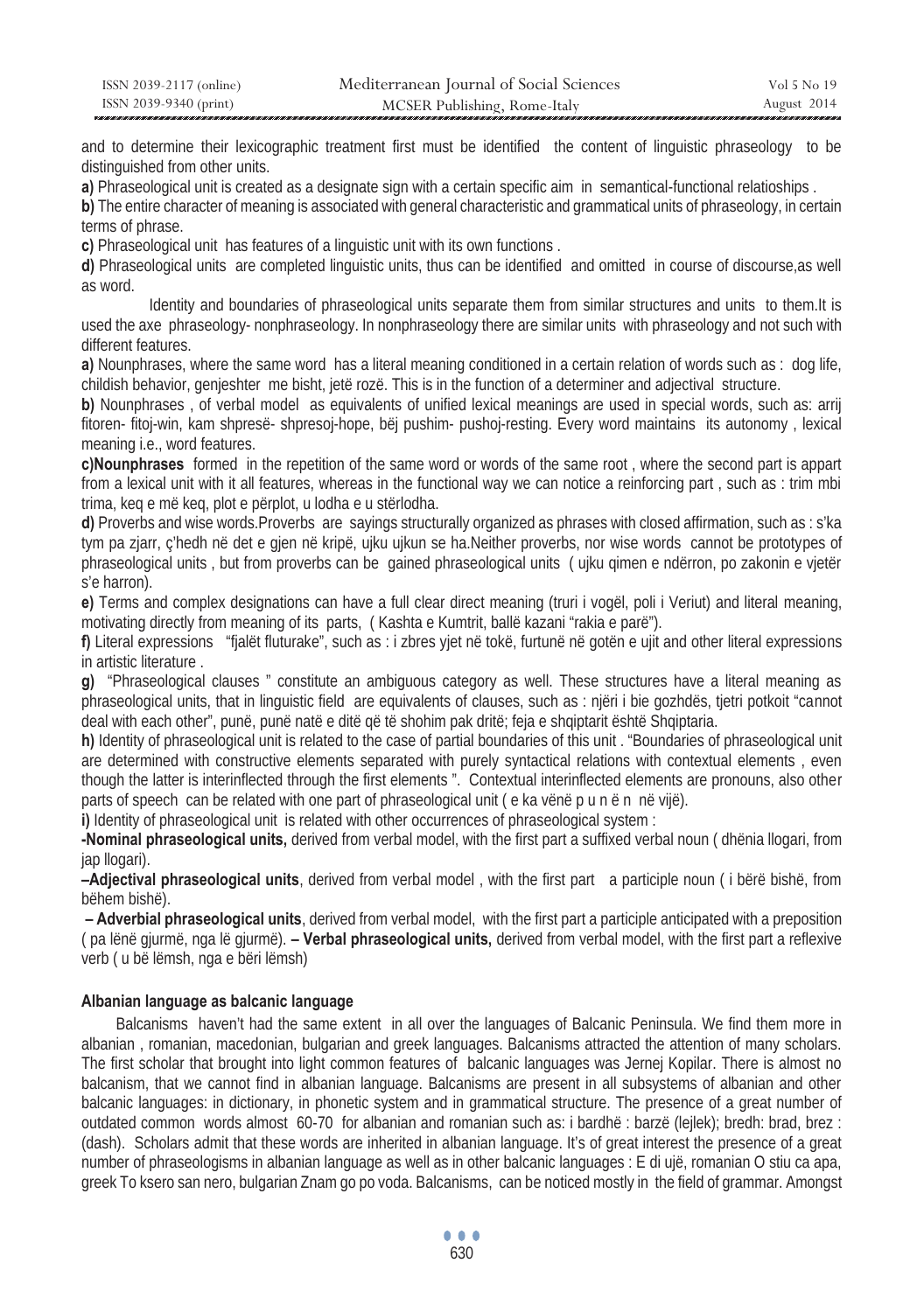and to determine their lexicographic treatment first must be identified the content of linguistic phraseology to be distinguished from other units.

**a)** Phraseological unit is created as a designate sign with a certain specific aim in semantical-functional relatioships .

**b)** The entire character of meaning is associated with general characteristic and grammatical units of phraseology, in certain terms of phrase.

**c)** Phraseological unit has features of a linguistic unit with its own functions .

**d)** Phraseological units are completed linguistic units, thus can be identified and omitted in course of discourse,as well as word.

Identity and boundaries of phraseological units separate them from similar structures and units to them.It is used the axe phraseology- nonphraseology. In nonphraseology there are similar units with phraseology and not such with different features.

**a)** Nounphrases, where the same word has a literal meaning conditioned in a certain relation of words such as : dog life, childish behavior, genjeshter me bisht, jetë rozë. This is in the function of a determiner and adjectival structure.

**b)** Nounphrases , of verbal model as equivalents of unified lexical meanings are used in special words, such as: arrij fitoren- fitoj-win, kam shpresë- shpresoj-hope, bëj pushim- pushoj-resting. Every word maintains its autonomy , lexical meaning i.e., word features.

**c)Nounphrases** formed in the repetition of the same word or words of the same root , where the second part is appart from a lexical unit with it all features, whereas in the functional way we can notice a reinforcing part , such as : trim mbi trima, keq e më keq, plot e përplot, u lodha e u stërlodha.

**d)** Proverbs and wise words.Proverbs are sayings structurally organized as phrases with closed affirmation, such as : s'ka tym pa zjarr, ç'hedh në det e gjen në kripë, ujku ujkun se ha.Neither proverbs, nor wise words cannot be prototypes of phraseological units , but from proverbs can be gained phraseological units ( ujku qimen e ndërron, po zakonin e vjetër s'e harron).

**e)** Terms and complex designations can have a full clear direct meaning (truri i vogël, poli i Veriut) and literal meaning, motivating directly from meaning of its parts, ( Kashta e Kumtrit, ballë kazani "rakia e parë").

**f)** Literal expressions "fjalët fluturake", such as : i zbres yjet në tokë, furtunë në gotën e ujit and other literal expressions in artistic literature .

**g)** "Phraseological clauses " constitute an ambiguous category as well. These structures have a literal meaning as phraseological units, that in linguistic field are equivalents of clauses, such as : njëri i bie gozhdës, tjetri potkoit "cannot deal with each other", punë, punë natë e ditë që të shohim pak dritë; feja e shqiptarit është Shqiptaria.

**h)** Identity of phraseological unit is related to the case of partial boundaries of this unit . "Boundaries of phraseological unit are determined with constructive elements separated with purely syntactical relations with contextual elements , even though the latter is interinflected through the first elements ". Contextual interinflected elements are pronouns, also other parts of speech can be related with one part of phraseological unit ( e ka vënë p u n ë n në vijë).

**i)** Identity of phraseological unit is related with other occurrences of phraseological system :

**-Nominal phraseological units,** derived from verbal model, with the first part a suffixed verbal noun ( dhënia llogari, from jap llogari).

**–Adjectival phraseological units**, derived from verbal model , with the first part a participle noun ( i bërë bishë, from bëhem bishë).

**– Adverbial phraseological units**, derived from verbal model, with the first part a participle anticipated with a preposition ( pa lënë gjurmë, nga lë gjurmë). **– Verbal phraseological units,** derived from verbal model, with the first part a reflexive verb ( u bë lëmsh, nga e bëri lëmsh)

### Albanian language as balcanic language

Balcanisms haven't had the same extent in all over the languages of Balcanic Peninsula. We find them more in albanian , romanian, macedonian, bulgarian and greek languages. Balcanisms attracted the attention of many scholars. The first scholar that brought into light common features of balcanic languages was Jernej Kopilar. There is almost no balcanism, that we cannot find in albanian language. Balcanisms are present in all subsystems of albanian and other balcanic languages: in dictionary, in phonetic system and in grammatical structure. The presence of a great number of outdated common words almost 60-70 for albanian and romanian such as: i bardhë : barzë (lejlek); bredh: brad, brez : (dash). Scholars admit that these words are inherited in albanian language. It's of great interest the presence of a great number of phraseologisms in albanian language as well as in other balcanic languages : E di ujë, romanian O stiu ca apa, greek To ksero san nero, bulgarian Znam go po voda. Balcanisms, can be noticed mostly in the field of grammar. Amongst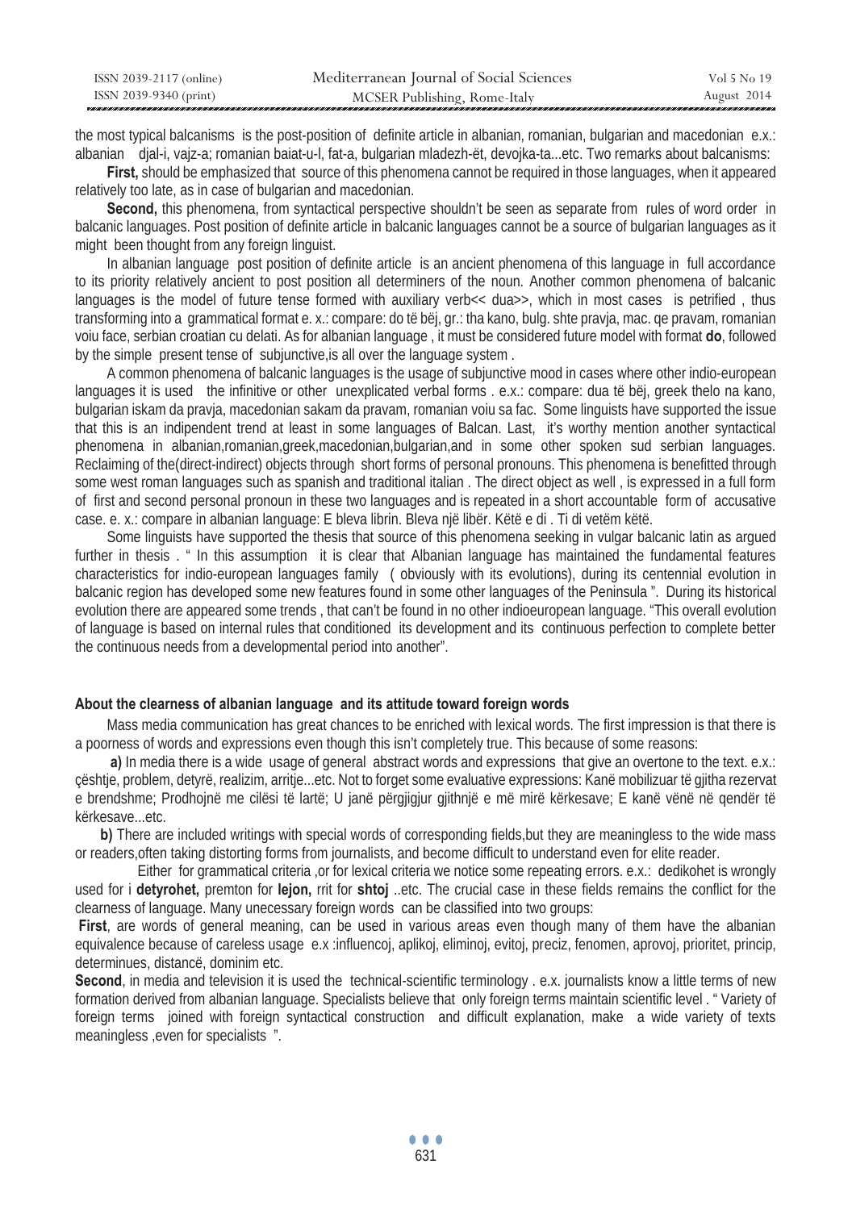the most typical balcanisms is the post-position of definite article in albanian, romanian, bulgarian and macedonian e.x.: albanian djal-i, vajz-a; romanian baiat-u-l, fat-a, bulgarian mladezh-ët, devojka-ta...etc. Two remarks about balcanisms:

**First,** should be emphasized that source of this phenomena cannot be required in those languages, when it appeared relatively too late, as in case of bulgarian and macedonian.

**Second,** this phenomena, from syntactical perspective shouldn't be seen as separate from rules of word order in balcanic languages. Post position of definite article in balcanic languages cannot be a source of bulgarian languages as it might been thought from any foreign linguist.

In albanian language post position of definite article is an ancient phenomena of this language in full accordance to its priority relatively ancient to post position all determiners of the noun. Another common phenomena of balcanic languages is the model of future tense formed with auxiliary verb<< dua>>, which in most cases is petrified , thus transforming into a grammatical format e. x.: compare: do të bëj, gr.: tha kano, bulg. shte pravja, mac. qe pravam, romanian voiu face, serbian croatian cu delati. As for albanian language , it must be considered future model with format **do**, followed by the simple present tense of subjunctive,is all over the language system .

A common phenomena of balcanic languages is the usage of subjunctive mood in cases where other indio-european languages it is used the infinitive or other unexplicated verbal forms . e.x.: compare: dua të bëj, greek thelo na kano, bulgarian iskam da pravja, macedonian sakam da pravam, romanian voiu sa fac. Some linguists have supported the issue that this is an indipendent trend at least in some languages of Balcan. Last, it's worthy mention another syntactical phenomena in albanian,romanian,greek,macedonian,bulgarian,and in some other spoken sud serbian languages. Reclaiming of the(direct-indirect) objects through short forms of personal pronouns. This phenomena is benefitted through some west roman languages such as spanish and traditional italian . The direct object as well , is expressed in a full form of first and second personal pronoun in these two languages and is repeated in a short accountable form of accusative case. e. x.: compare in albanian language: E bleva librin. Bleva një libër. Këtë e di . Ti di vetëm këtë.

Some linguists have supported the thesis that source of this phenomena seeking in vulgar balcanic latin as argued further in thesis . " In this assumption it is clear that Albanian language has maintained the fundamental features characteristics for indio-european languages family ( obviously with its evolutions), during its centennial evolution in balcanic region has developed some new features found in some other languages of the Peninsula ". During its historical evolution there are appeared some trends , that can't be found in no other indioeuropean language. "This overall evolution of language is based on internal rules that conditioned its development and its continuous perfection to complete better the continuous needs from a developmental period into another".

### About the clearness of albanian language and its attitude toward foreign words

Mass media communication has great chances to be enriched with lexical words. The first impression is that there is a poorness of words and expressions even though this isn't completely true. This because of some reasons:

**a)** In media there is a wide usage of general abstract words and expressions that give an overtone to the text. e.x.: çështje, problem, detyrë, realizim, arritje...etc. Not to forget some evaluative expressions: Kanë mobilizuar të gjitha rezervat e brendshme; Prodhojnë me cilësi të lartë; U janë përgjigjur gjithnjë e më mirë kërkesave; E kanë vënë në qendër të kërkesave...etc.

**b)** There are included writings with special words of corresponding fields,but they are meaningless to the wide mass or readers,often taking distorting forms from journalists, and become difficult to understand even for elite reader.

Either for grammatical criteria ,or for lexical criteria we notice some repeating errors. e.x.: dedikohet is wrongly used for i **detyrohet,** premton for **lejon,** rrit for **shtoj** ..etc. The crucial case in these fields remains the conflict for the clearness of language. Many unecessary foreign words can be classified into two groups:

**First**, are words of general meaning, can be used in various areas even though many of them have the albanian equivalence because of careless usage e.x :influencoj, aplikoj, eliminoj, evitoj, preciz, fenomen, aprovoj, prioritet, princip, determinues, distancë, dominim etc.

**Second**, in media and television it is used the technical-scientific terminology . e.x. journalists know a little terms of new formation derived from albanian language. Specialists believe that only foreign terms maintain scientific level . " Variety of foreign terms joined with foreign syntactical construction and difficult explanation, make a wide variety of texts meaningless ,even for specialists ".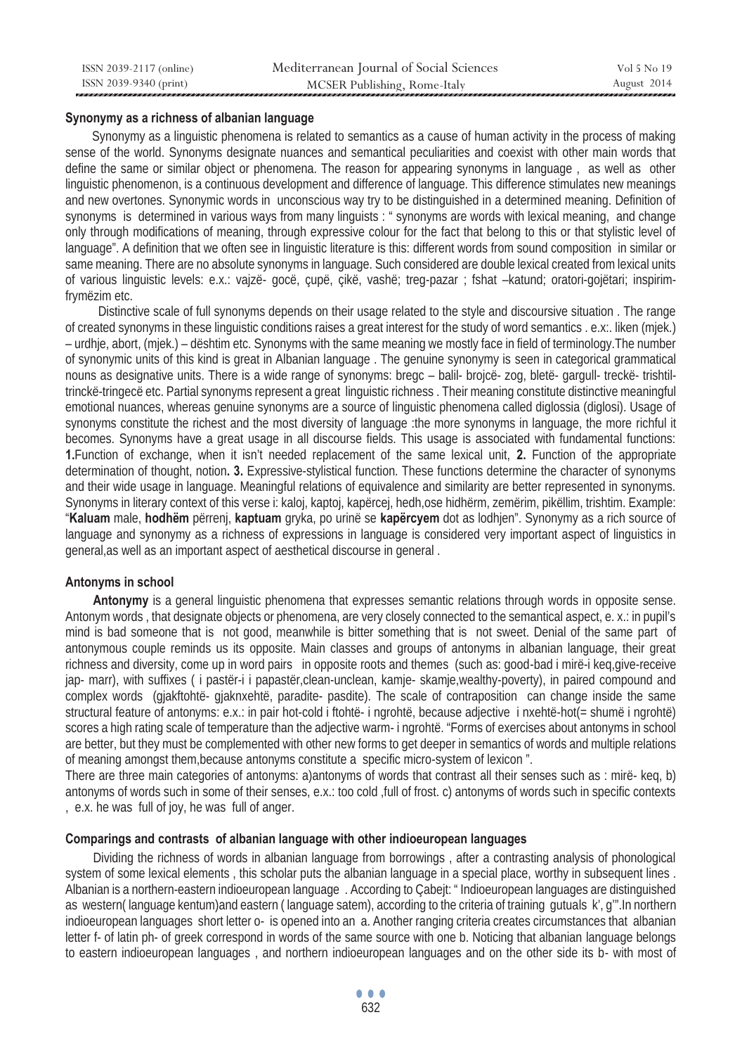**Synonymy as a richness of albanian language**

Synonymy as a linguistic phenomena is related to semantics as a cause of human activity in the process of making sense of the world. Synonyms designate nuances and semantical peculiarities and coexist with other main words that define the same or similar object or phenomena. The reason for appearing synonyms in language , as well as other linguistic phenomenon, is a continuous development and difference of language. This difference stimulates new meanings and new overtones. Synonymic words in unconscious way try to be distinguished in a determined meaning. Definition of synonyms is determined in various ways from many linguists : " synonyms are words with lexical meaning, and change only through modifications of meaning, through expressive colour for the fact that belong to this or that stylistic level of language". A definition that we often see in linguistic literature is this: different words from sound composition in similar or same meaning. There are no absolute synonyms in language. Such considered are double lexical created from lexical units of various linguistic levels: e.x.: vajzë- gocë, çupë, çikë, vashë; treg-pazar ; fshat –katund; oratori-gojëtari; inspirim-frymëzim etc.

Distinctive scale of full synonyms depends on their usage related to the style and discoursive situation . The range of created synonyms in these linguistic conditions raises a great interest for the study of word semantics . e.x:. liken (mjek.) – urdhje, abort, (mjek.) – dështim etc. Synonyms with the same meaning we mostly face in field of terminology.The number of synonymic units of this kind is great in Albanian language . The genuine synonymy is seen in categorical grammatical nouns as designative units. There is a wide range of synonyms: bregc – balil- brojcë- zog, bletë- gargull- treckë- trishtil-trinckë-tringecë etc. Partial synonyms represent a great linguistic richness . Their meaning constitute distinctive meaningful emotional nuances, whereas genuine synonyms are a source of linguistic phenomena called diglossia (diglosi). Usage of synonyms constitute the richest and the most diversity of language :the more synonyms in language, the more richful it becomes. Synonyms have a great usage in all discourse fields. This usage is associated with fundamental functions: **1.**Function of exchange, when it isn't needed replacement of the same lexical unit, **2.** Function of the appropriate determination of thought, notion**. 3.** Expressive-stylistical function. These functions determine the character of synonyms and their wide usage in language. Meaningful relations of equivalence and similarity are better represented in synonyms. Synonyms in literary context of this verse i: kaloj, kaptoj, kapërcej, hedh,ose hidhërm, zemërim, pikëllim, trishtim. Example: "**Kaluam** male, **hodhëm** përrenj, **kaptuam** gryka, po urinë se **kapërcyem** dot as lodhjen". Synonymy as a rich source of language and synonymy as a richness of expressions in language is considered very important aspect of linguistics in general,as well as an important aspect of aesthetical discourse in general .

**Antonyms in school**

**Antonymy** is a general linguistic phenomena that expresses semantic relations through words in opposite sense. Antonym words , that designate objects or phenomena, are very closely connected to the semantical aspect, e. x.: in pupil's mind is bad someone that is not good, meanwhile is bitter something that is not sweet. Denial of the same part of antonymous couple reminds us its opposite. Main classes and groups of antonyms in albanian language, their great richness and diversity, come up in word pairs in opposite roots and themes (such as: good-bad i mirë-i keq,give-receive jap- marr), with suffixes ( i pastër-i i papastër,clean-unclean, kamje- skamje,wealthy-poverty), in paired compound and complex words (gjakftohtë- gjaknxehtë, paradite- pasdite). The scale of contraposition can change inside the same structural feature of antonyms: e.x.: in pair hot-cold i ftohtë- i ngrohtë, because adjective i nxehtë-hot(= shumë i ngrohtë) scores a high rating scale of temperature than the adjective warm- i ngrohtë. "Forms of exercises about antonyms in school are better, but they must be complemented with other new forms to get deeper in semantics of words and multiple relations of meaning amongst them,because antonyms constitute a specific micro-system of lexicon ".

There are three main categories of antonyms: a)antonyms of words that contrast all their senses such as : mirë- keq, b) antonyms of words such in some of their senses, e.x.: too cold ,full of frost. c) antonyms of words such in specific contexts , e.x. he was full of joy, he was full of anger.

**Comparings and contrasts of albanian language with other indioeuropean languages**

Dividing the richness of words in albanian language from borrowings , after a contrasting analysis of phonological system of some lexical elements , this scholar puts the albanian language in a special place, worthy in subsequent lines . Albanian is a northern-eastern indioeuropean language . According to Çabejt: " Indioeuropean languages are distinguished as western( language kentum)and eastern ( language satem), according to the criteria of training gutuals k', g'".In northern indioeuropean languages short letter o- is opened into an a. Another ranging criteria creates circumstances that albanian letter f- of latin ph- of greek correspond in words of the same source with one b. Noticing that albanian language belongs to eastern indioeuropean languages , and northern indioeuropean languages and on the other side its b- with most of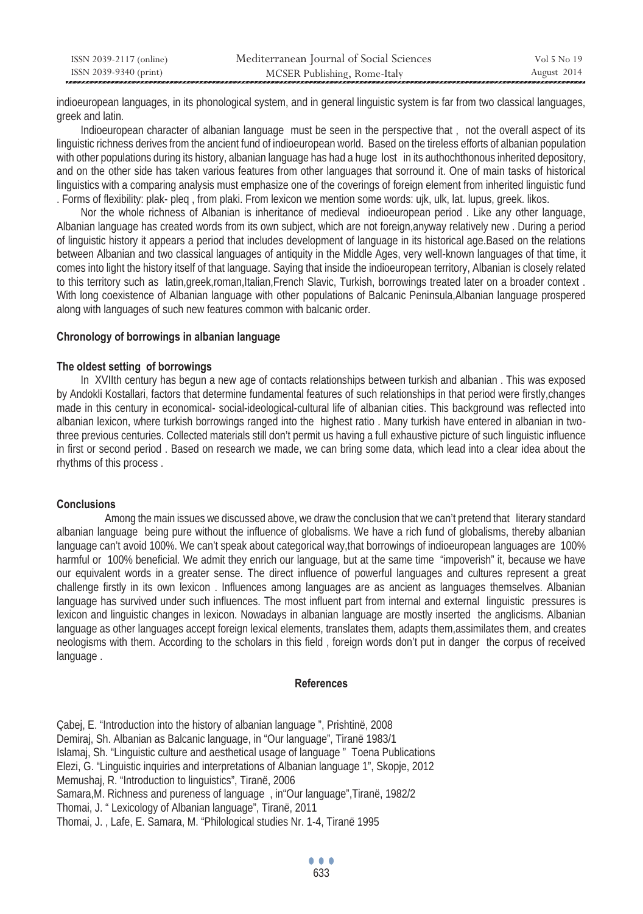indioeuropean languages, in its phonological system, and in general linguistic system is far from two classical languages, greek and latin.

Indioeuropean character of albanian language must be seen in the perspective that , not the overall aspect of its linguistic richness derives from the ancient fund of indioeuropean world. Based on the tireless efforts of albanian population with other populations during its history, albanian language has had a huge lost in its authochthonous inherited depository, and on the other side has taken various features from other languages that sorround it. One of main tasks of historical linguistics with a comparing analysis must emphasize one of the coverings of foreign element from inherited linguistic fund . Forms of flexibility: plak- pleq , from plaki. From lexicon we mention some words: ujk, ulk, lat. lupus, greek. likos.

Nor the whole richness of Albanian is inheritance of medieval indioeuropean period . Like any other language, Albanian language has created words from its own subject, which are not foreign,anyway relatively new . During a period of linguistic history it appears a period that includes development of language in its historical age.Based on the relations between Albanian and two classical languages of antiquity in the Middle Ages, very well-known languages of that time, it comes into light the history itself of that language. Saying that inside the indioeuropean territory, Albanian is closely related to this territory such as latin,greek,roman,Italian,French Slavic, Turkish, borrowings treated later on a broader context . With long coexistence of Albanian language with other populations of Balcanic Peninsula,Albanian language prospered along with languages of such new features common with balcanic order.

## Chronology of borrowings in albanian language

### The oldest setting of borrowings

In XVIIth century has begun a new age of contacts relationships between turkish and albanian . This was exposed by Andokli Kostallari, factors that determine fundamental features of such relationships in that period were firstly,changes made in this century in economical- social-ideological-cultural life of albanian cities. This background was reflected into albanian lexicon, where turkish borrowings ranged into the highest ratio . Many turkish have entered in albanian in two-three previous centuries. Collected materials still don't permit us having a full exhaustive picture of such linguistic influence in first or second period . Based on research we made, we can bring some data, which lead into a clear idea about the rhythms of this process .

## Conclusions

Among the main issues we discussed above, we draw the conclusion that we can't pretend that literary standard albanian language being pure without the influence of globalisms. We have a rich fund of globalisms, thereby albanian language can't avoid 100%. We can't speak about categorical way,that borrowings of indioeuropean languages are 100% harmful or 100% beneficial. We admit they enrich our language, but at the same time "impoverish" it, because we have our equivalent words in a greater sense. The direct influence of powerful languages and cultures represent a great challenge firstly in its own lexicon . Influences among languages are as ancient as languages themselves. Albanian language has survived under such influences. The most influent part from internal and external linguistic pressures is lexicon and linguistic changes in lexicon. Nowadays in albanian language are mostly inserted the anglicisms. Albanian language as other languages accept foreign lexical elements, translates them, adapts them,assimilates them, and creates neologisms with them. According to the scholars in this field , foreign words don't put in danger the corpus of received language .

## References

Çabej, E. "Introduction into the history of albanian language ", Prishtinë, 2008

Demiraj, Sh. Albanian as Balcanic language, in "Our language", Tiranë 1983/1

Islamaj, Sh. "Linguistic culture and aesthetical usage of language " Toena Publications

Elezi, G. "Linguistic inquiries and interpretations of Albanian language 1", Skopje, 2012

Memushaj, R. "Introduction to linguistics", Tiranë, 2006

Samara,M. Richness and pureness of language , in"Our language",Tiranë, 1982/2

Thomai, J. " Lexicology of Albanian language", Tiranë, 2011

Thomai, J. , Lafe, E. Samara, M. "Philological studies Nr. 1-4, Tiranë 1995